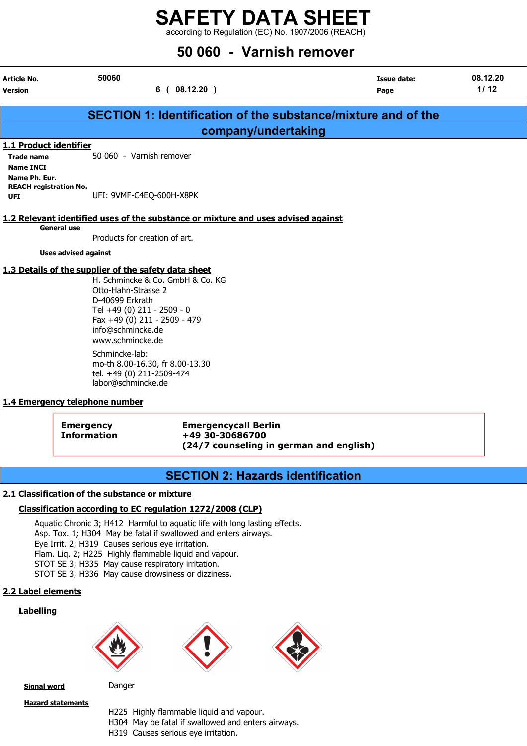# SAFETY DATA SHEET

according to Regulation (EC) No. 1907/2006 (REACH)

## 50 060 - Varnish remover

| Article No. | 50060 | Issue date: | 08.12.20 |
| --- | --- | --- | --- |
| Version | 6 ( 08.12.20 ) | Page | 1/ 12 |

## SECTION 1: Identification of the substance/mixture and of the company/undertaking

### 1.1 Product identifier

**Trade name** 50 060 - Varnish remover
**Name INCI**
**Name Ph. Eur.**
**REACH registration No.**
**UFI** UFI: 9VMF-C4EQ-600H-X8PK

### 1.2 Relevant identified uses of the substance or mixture and uses advised against

**General use**

Products for creation of art.

**Uses advised against**

### 1.3 Details of the supplier of the safety data sheet

H. Schmincke & Co. GmbH & Co. KG
Otto-Hahn-Strasse 2
D-40699 Erkrath
Tel +49 (0) 211 - 2509 - 0
Fax +49 (0) 211 - 2509 - 479
info@schmincke.de
www.schmincke.de

Schmincke-lab:
mo-th 8.00-16.30, fr 8.00-13.30
tel. +49 (0) 211-2509-474
labor@schmincke.de

### 1.4 Emergency telephone number

| Emergency Information | Emergencycall Berlin<br>+49 30-30686700<br>(24/7 counseling in german and english) |
| --- | --- |

## SECTION 2: Hazards identification

### 2.1 Classification of the substance or mixture

**Classification according to EC regulation 1272/2008 (CLP)**

Aquatic Chronic 3; H412 Harmful to aquatic life with long lasting effects.
Asp. Tox. 1; H304 May be fatal if swallowed and enters airways.
Eye Irrit. 2; H319 Causes serious eye irritation.
Flam. Liq. 2; H225 Highly flammable liquid and vapour.
STOT SE 3; H335 May cause respiratory irritation.
STOT SE 3; H336 May cause drowsiness or dizziness.

### 2.2 Label elements

**Labelling**

**Signal word** Danger

**Hazard statements**

H225 Highly flammable liquid and vapour.
H304 May be fatal if swallowed and enters airways.
H319 Causes serious eye irritation.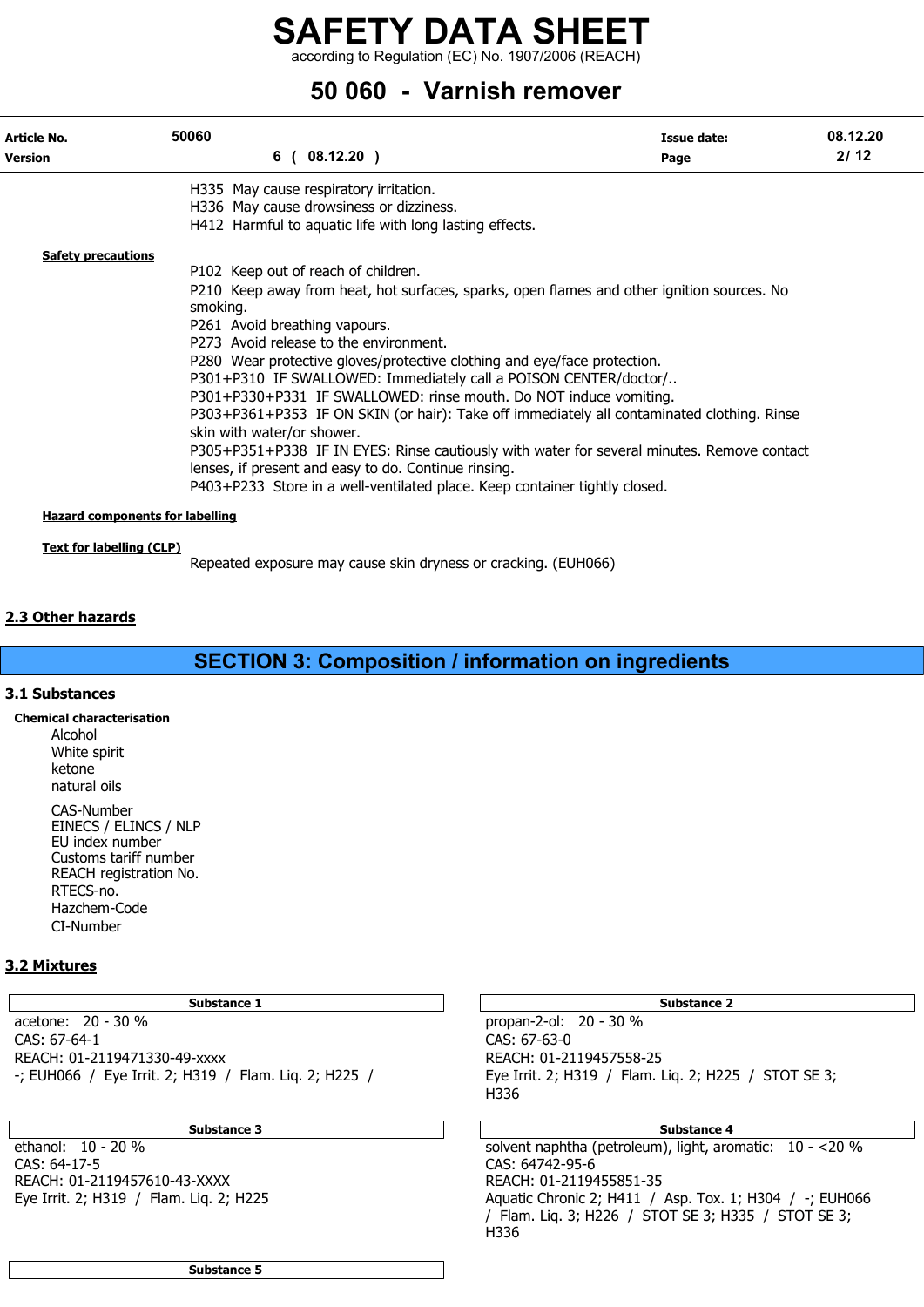H335 May cause respiratory irritation.
H336 May cause drowsiness or dizziness.
H412 Harmful to aquatic life with long lasting effects.

**Safety precautions**

P102 Keep out of reach of children.
P210 Keep away from heat, hot surfaces, sparks, open flames and other ignition sources. No smoking.
P261 Avoid breathing vapours.
P273 Avoid release to the environment.
P280 Wear protective gloves/protective clothing and eye/face protection.
P301+P310 IF SWALLOWED: Immediately call a POISON CENTER/doctor/..
P301+P330+P331 IF SWALLOWED: rinse mouth. Do NOT induce vomiting.
P303+P361+P353 IF ON SKIN (or hair): Take off immediately all contaminated clothing. Rinse skin with water/or shower.
P305+P351+P338 IF IN EYES: Rinse cautiously with water for several minutes. Remove contact lenses, if present and easy to do. Continue rinsing.
P403+P233 Store in a well-ventilated place. Keep container tightly closed.

**Hazard components for labelling**

**Text for labelling (CLP)**

Repeated exposure may cause skin dryness or cracking. (EUH066)

## 2.3 Other hazards

# SECTION 3: Composition / information on ingredients

## 3.1 Substances

**Chemical characterisation**

Alcohol
White spirit
ketone
natural oils

CAS-Number
EINECS / ELINCS / NLP
EU index number
Customs tariff number
REACH registration No.
RTECS-no.
Hazchem-Code
CI-Number

## 3.2 Mixtures

**Substance 1**

acetone: 20 - 30 %
CAS: 67-64-1
REACH: 01-2119471330-49-xxxx
-; EUH066 / Eye Irrit. 2; H319 / Flam. Liq. 2; H225 /

**Substance 2**

propan-2-ol: 20 - 30 %
CAS: 67-63-0
REACH: 01-2119457558-25
Eye Irrit. 2; H319 / Flam. Liq. 2; H225 / STOT SE 3; H336

**Substance 3**

ethanol: 10 - 20 %
CAS: 64-17-5
REACH: 01-2119457610-43-XXXX
Eye Irrit. 2; H319 / Flam. Liq. 2; H225

**Substance 4**

solvent naphtha (petroleum), light, aromatic: 10 - <20 %
CAS: 64742-95-6
REACH: 01-2119455851-35
Aquatic Chronic 2; H411 / Asp. Tox. 1; H304 / -; EUH066 / Flam. Liq. 3; H226 / STOT SE 3; H335 / STOT SE 3; H336

**Substance 5**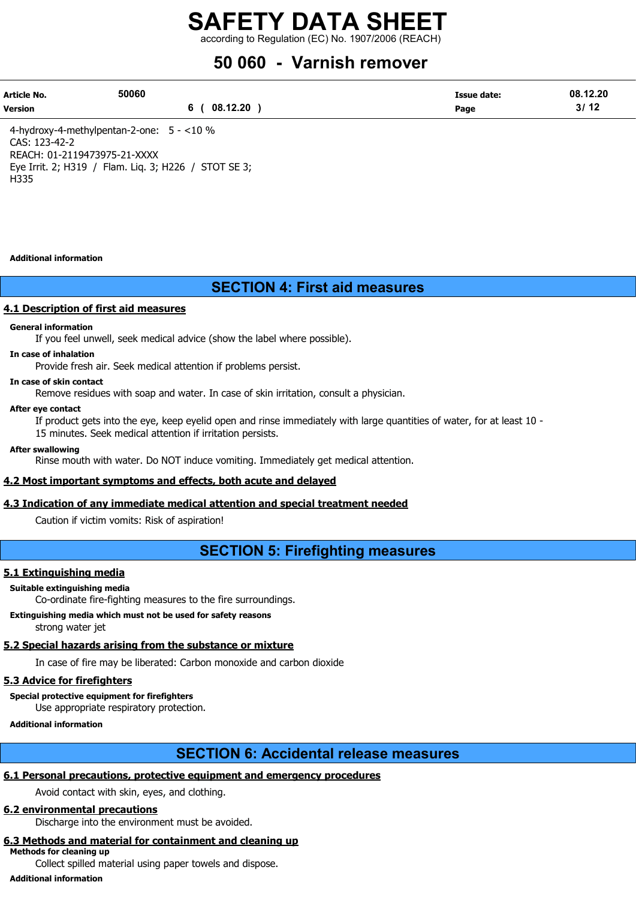4-hydroxy-4-methylpentan-2-one: 5 - <10 %
CAS: 123-42-2
REACH: 01-2119473975-21-XXXX
Eye Irrit. 2; H319 / Flam. Liq. 3; H226 / STOT SE 3; H335

**Additional information**

## SECTION 4: First aid measures

### 4.1 Description of first aid measures

**General information**

If you feel unwell, seek medical advice (show the label where possible).

**In case of inhalation**

Provide fresh air. Seek medical attention if problems persist.

**In case of skin contact**

Remove residues with soap and water. In case of skin irritation, consult a physician.

**After eye contact**

If product gets into the eye, keep eyelid open and rinse immediately with large quantities of water, for at least 10 - 15 minutes. Seek medical attention if irritation persists.

**After swallowing**

Rinse mouth with water. Do NOT induce vomiting. Immediately get medical attention.

### 4.2 Most important symptoms and effects, both acute and delayed

### 4.3 Indication of any immediate medical attention and special treatment needed

Caution if victim vomits: Risk of aspiration!

## SECTION 5: Firefighting measures

### 5.1 Extinguishing media

**Suitable extinguishing media**

Co-ordinate fire-fighting measures to the fire surroundings.

**Extinguishing media which must not be used for safety reasons**

strong water jet

### 5.2 Special hazards arising from the substance or mixture

In case of fire may be liberated: Carbon monoxide and carbon dioxide

### 5.3 Advice for firefighters

**Special protective equipment for firefighters**

Use appropriate respiratory protection.

**Additional information**

## SECTION 6: Accidental release measures

### 6.1 Personal precautions, protective equipment and emergency procedures

Avoid contact with skin, eyes, and clothing.

### 6.2 environmental precautions

Discharge into the environment must be avoided.

### 6.3 Methods and material for containment and cleaning up

**Methods for cleaning up**

Collect spilled material using paper towels and dispose.

**Additional information**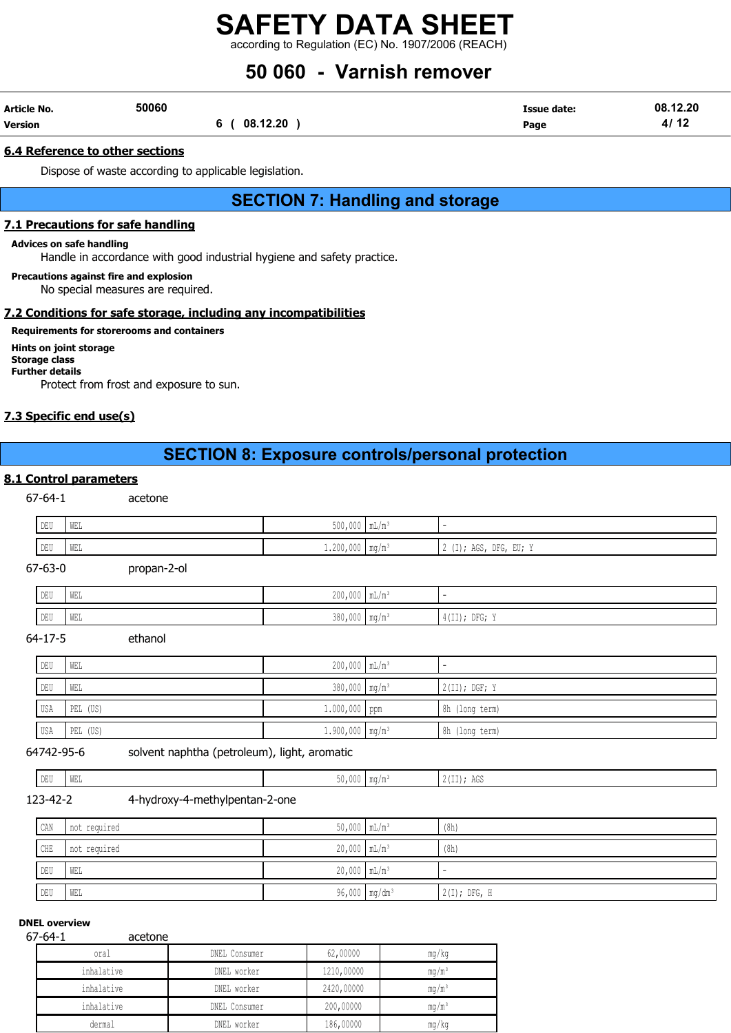### 6.4 Reference to other sections

Dispose of waste according to applicable legislation.

## SECTION 7: Handling and storage

### 7.1 Precautions for safe handling

**Advices on safe handling**

Handle in accordance with good industrial hygiene and safety practice.

**Precautions against fire and explosion**

No special measures are required.

### 7.2 Conditions for safe storage, including any incompatibilities

**Requirements for storerooms and containers**

**Hints on joint storage**

**Storage class**

**Further details**

Protect from frost and exposure to sun.

### 7.3 Specific end use(s)

## SECTION 8: Exposure controls/personal protection

### 8.1 Control parameters

67-64-1 acetone

| | | | | |
|---|---|---|---|---|
| DEU | WEL | 500,000 | mL/m³ | - |
| DEU | WEL | 1.200,000 | mg/m³ | 2 (I); AGS, DFG, EU; Y |

67-63-0 propan-2-ol

| | | | | |
|---|---|---|---|---|
| DEU | WEL | 200,000 | mL/m³ | - |
| DEU | WEL | 380,000 | mg/m³ | 4(II); DFG; Y |

64-17-5 ethanol

| | | | | |
|---|---|---|---|---|
| DEU | WEL | 200,000 | mL/m³ | - |
| DEU | WEL | 380,000 | mg/m³ | 2(II); DGF; Y |
| USA | PEL (US) | 1.000,000 | ppm | 8h (long term) |
| USA | PEL (US) | 1.900,000 | mg/m³ | 8h (long term) |

64742-95-6 solvent naphtha (petroleum), light, aromatic

| | | | | |
|---|---|---|---|---|
| DEU | WEL | 50,000 | mg/m³ | 2(II); AGS |

123-42-2 4-hydroxy-4-methylpentan-2-one

| | | | | |
|---|---|---|---|---|
| CAN | not required | 50,000 | mL/m³ | (8h) |
| CHE | not required | 20,000 | mL/m³ | (8h) |
| DEU | WEL | 20,000 | mL/m³ | - |
| DEU | WEL | 96,000 | mg/dm³ | 2(I); DFG, H |

**DNEL overview**

67-64-1 acetone

| | | | |
|---|---|---|---|
| oral | DNEL Consumer | 62,00000 | mg/kg |
| inhalative | DNEL worker | 1210,00000 | mg/m³ |
| inhalative | DNEL worker | 2420,00000 | mg/m³ |
| inhalative | DNEL Consumer | 200,00000 | mg/m³ |
| dermal | DNEL worker | 186,00000 | mg/kg |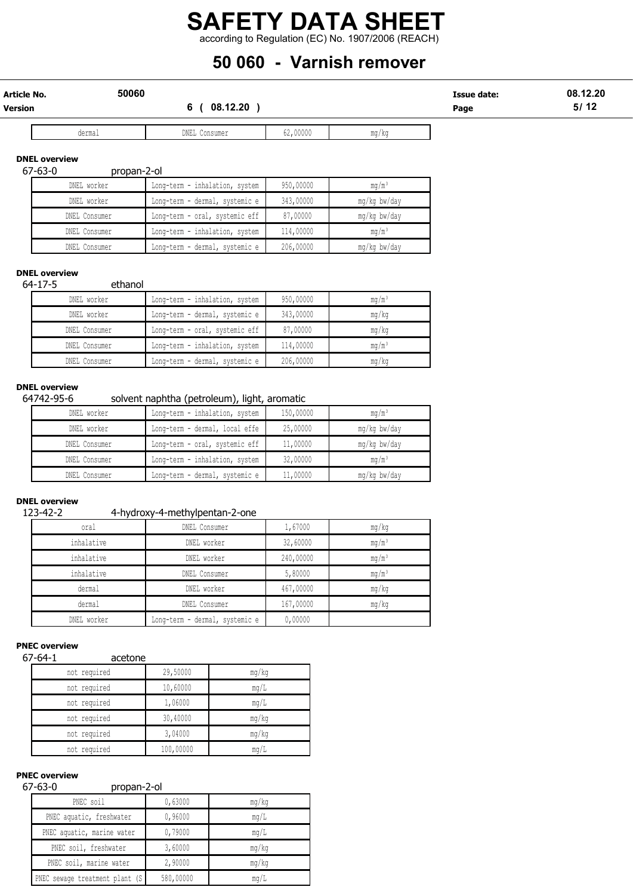| dermal | DNEL Consumer | 62,00000 | mg/kg |
|---|---|---|---|

**DNEL overview**

67-63-0 propan-2-ol

| DNEL worker | Long-term - inhalation, system | 950,00000 | mg/m³ |
|---|---|---|---|
| DNEL worker | Long-term - dermal, systemic e | 343,00000 | mg/kg bw/day |
| DNEL Consumer | Long-term - oral, systemic eff | 87,00000 | mg/kg bw/day |
| DNEL Consumer | Long-term - inhalation, system | 114,00000 | mg/m³ |
| DNEL Consumer | Long-term - dermal, systemic e | 206,00000 | mg/kg bw/day |

**DNEL overview**

64-17-5 ethanol

| DNEL worker | Long-term - inhalation, system | 950,00000 | mg/m³ |
|---|---|---|---|
| DNEL worker | Long-term - dermal, systemic e | 343,00000 | mg/kg |
| DNEL Consumer | Long-term - oral, systemic eff | 87,00000 | mg/kg |
| DNEL Consumer | Long-term - inhalation, system | 114,00000 | mg/m³ |
| DNEL Consumer | Long-term - dermal, systemic e | 206,00000 | mg/kg |

**DNEL overview**

64742-95-6 solvent naphtha (petroleum), light, aromatic

| DNEL worker | Long-term - inhalation, system | 150,00000 | mg/m³ |
|---|---|---|---|
| DNEL worker | Long-term - dermal, local effe | 25,00000 | mg/kg bw/day |
| DNEL Consumer | Long-term - oral, systemic eff | 11,00000 | mg/kg bw/day |
| DNEL Consumer | Long-term - inhalation, system | 32,00000 | mg/m³ |
| DNEL Consumer | Long-term - dermal, systemic e | 11,00000 | mg/kg bw/day |

**DNEL overview**

123-42-2 4-hydroxy-4-methylpentan-2-one

| oral | DNEL Consumer | 1,67000 | mg/kg |
|---|---|---|---|
| inhalative | DNEL worker | 32,60000 | mg/m³ |
| inhalative | DNEL worker | 240,00000 | mg/m³ |
| inhalative | DNEL Consumer | 5,80000 | mg/m³ |
| dermal | DNEL worker | 467,00000 | mg/kg |
| dermal | DNEL Consumer | 167,00000 | mg/kg |
| DNEL worker | Long-term - dermal, systemic e | 0,00000 | |

**PNEC overview**

67-64-1 acetone

| not required | 29,50000 | mg/kg |
|---|---|---|
| not required | 10,60000 | mg/L |
| not required | 1,06000 | mg/L |
| not required | 30,40000 | mg/kg |
| not required | 3,04000 | mg/kg |
| not required | 100,00000 | mg/L |

**PNEC overview**

67-63-0 propan-2-ol

| PNEC soil | 0,63000 | mg/kg |
|---|---|---|
| PNEC aquatic, freshwater | 0,96000 | mg/L |
| PNEC aquatic, marine water | 0,79000 | mg/L |
| PNEC soil, freshwater | 3,60000 | mg/kg |
| PNEC soil, marine water | 2,90000 | mg/kg |
| PNEC sewage treatment plant (S | 580,00000 | mg/L |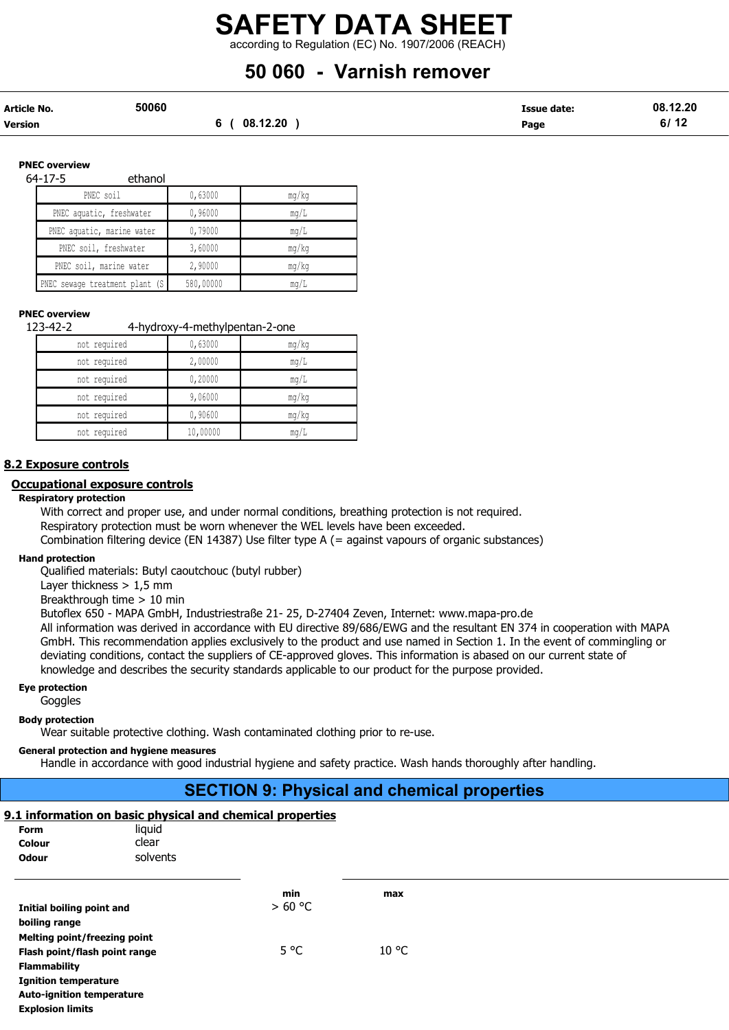**PNEC overview**

64-17-5 ethanol

| | | |
|---|---|---|
| PNEC soil | 0,63000 | mg/kg |
| PNEC aquatic, freshwater | 0,96000 | mg/L |
| PNEC aquatic, marine water | 0,79000 | mg/L |
| PNEC soil, freshwater | 3,60000 | mg/kg |
| PNEC soil, marine water | 2,90000 | mg/kg |
| PNEC sewage treatment plant (S | 580,00000 | mg/L |

**PNEC overview**

123-42-2 4-hydroxy-4-methylpentan-2-one

| | | |
|---|---|---|
| not required | 0,63000 | mg/kg |
| not required | 2,00000 | mg/L |
| not required | 0,20000 | mg/L |
| not required | 9,06000 | mg/kg |
| not required | 0,90600 | mg/kg |
| not required | 10,00000 | mg/L |

## 8.2 Exposure controls

### Occupational exposure controls

**Respiratory protection**

With correct and proper use, and under normal conditions, breathing protection is not required.
Respiratory protection must be worn whenever the WEL levels have been exceeded.
Combination filtering device (EN 14387) Use filter type A (= against vapours of organic substances)

**Hand protection**

Qualified materials: Butyl caoutchouc (butyl rubber)
Layer thickness > 1,5 mm
Breakthrough time > 10 min
Butoflex 650 - MAPA GmbH, Industriestraße 21- 25, D-27404 Zeven, Internet: www.mapa-pro.de
All information was derived in accordance with EU directive 89/686/EWG and the resultant EN 374 in cooperation with MAPA GmbH. This recommendation applies exclusively to the product and use named in Section 1. In the event of commingling or deviating conditions, contact the suppliers of CE-approved gloves. This information is abased on our current state of knowledge and describes the security standards applicable to our product for the purpose provided.

**Eye protection**

Goggles

**Body protection**

Wear suitable protective clothing. Wash contaminated clothing prior to re-use.

**General protection and hygiene measures**

Handle in accordance with good industrial hygiene and safety practice. Wash hands thoroughly after handling.

# SECTION 9: Physical and chemical properties

## 9.1 information on basic physical and chemical properties

**Form** liquid
**Colour** clear
**Odour** solvents

| | min | max |
|---|---|---|
| **Initial boiling point and boiling range** | > 60 °C | |
| **Melting point/freezing point** | | |
| **Flash point/flash point range** | 5 °C | 10 °C |
| **Flammability** | | |
| **Ignition temperature** | | |
| **Auto-ignition temperature** | | |
| **Explosion limits** | | |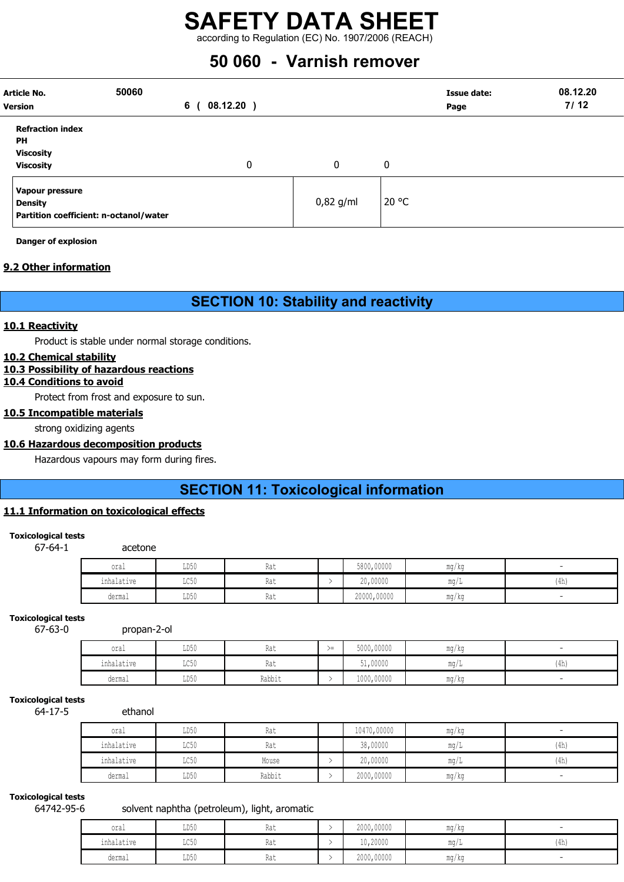| | | |
|---|---|---|
| **Refraction index** | | |
| **PH** | | |
| **Viscosity** | | |
| **Viscosity** | 0 | 0 | 0 |

| | | |
|---|---|---|
| **Vapour pressure** | | |
| **Density** | 0,82 g/ml | 20 °C |
| **Partition coefficient: n-octanol/water** | | |

**Danger of explosion**

## 9.2 Other information

# SECTION 10: Stability and reactivity

## 10.1 Reactivity

Product is stable under normal storage conditions.

## 10.2 Chemical stability

## 10.3 Possibility of hazardous reactions

## 10.4 Conditions to avoid

Protect from frost and exposure to sun.

## 10.5 Incompatible materials

strong oxidizing agents

## 10.6 Hazardous decomposition products

Hazardous vapours may form during fires.

# SECTION 11: Toxicological information

## 11.1 Information on toxicological effects

**Toxicological tests**

67-64-1 acetone

| | | | | | | |
|---|---|---|---|---|---|---|
| oral | LD50 | Rat | | 5800,00000 | mg/kg | - |
| inhalative | LC50 | Rat | > | 20,00000 | mg/L | (4h) |
| dermal | LD50 | Rat | | 20000,00000 | mg/kg | - |

**Toxicological tests**

67-63-0 propan-2-ol

| | | | | | | |
|---|---|---|---|---|---|---|
| oral | LD50 | Rat | >= | 5000,00000 | mg/kg | - |
| inhalative | LC50 | Rat | | 51,00000 | mg/L | (4h) |
| dermal | LD50 | Rabbit | > | 1000,00000 | mg/kg | - |

**Toxicological tests**

64-17-5 ethanol

| | | | | | | |
|---|---|---|---|---|---|---|
| oral | LD50 | Rat | | 10470,00000 | mg/kg | - |
| inhalative | LC50 | Rat | | 38,00000 | mg/L | (4h) |
| inhalative | LC50 | Mouse | > | 20,00000 | mg/L | (4h) |
| dermal | LD50 | Rabbit | > | 2000,00000 | mg/kg | - |

**Toxicological tests**

64742-95-6 solvent naphtha (petroleum), light, aromatic

| | | | | | | |
|---|---|---|---|---|---|---|
| oral | LD50 | Rat | > | 2000,00000 | mg/kg | - |
| inhalative | LC50 | Rat | > | 10,20000 | mg/L | (4h) |
| dermal | LD50 | Rat | > | 2000,00000 | mg/kg | - |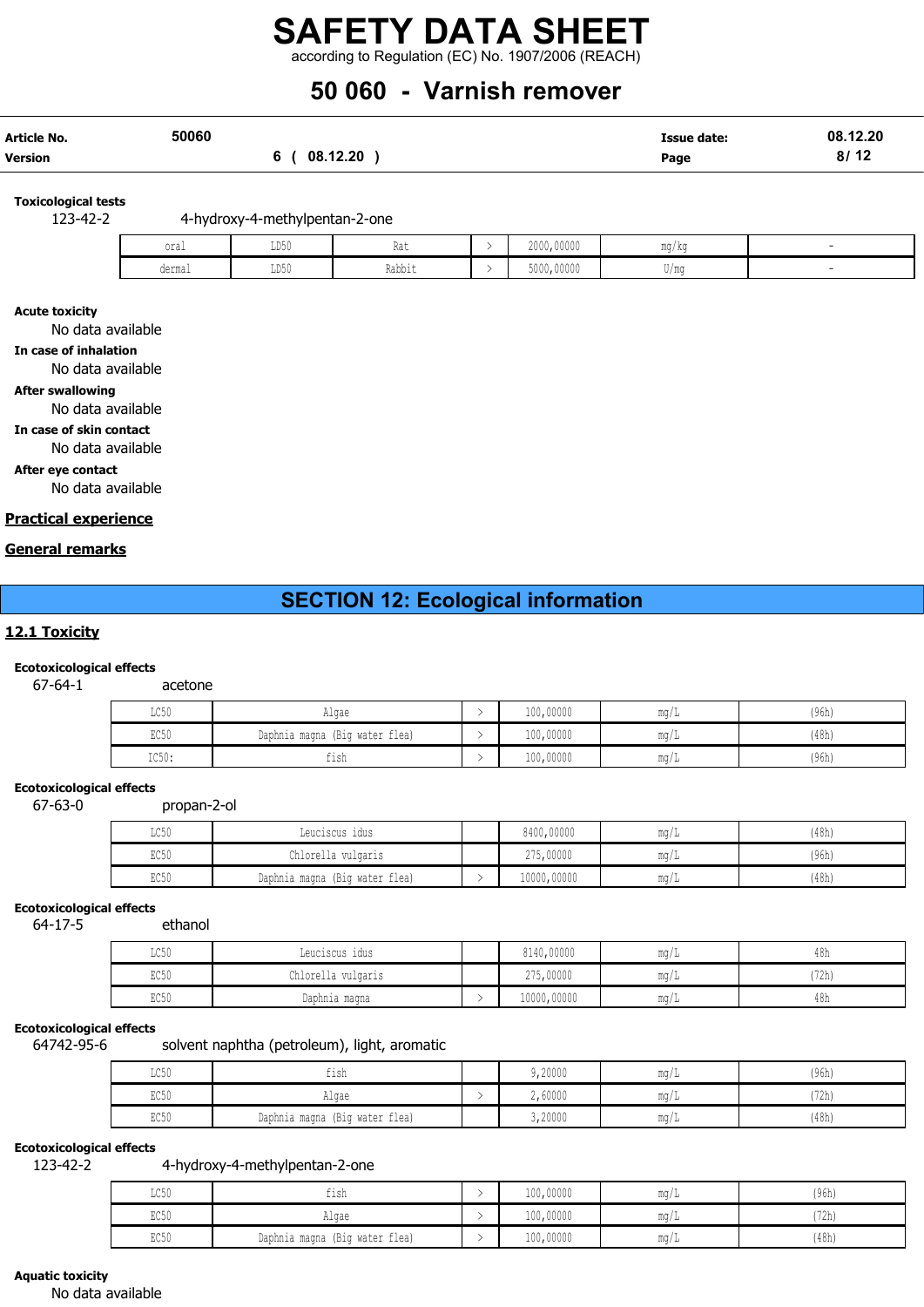**Toxicological tests**

123-42-2 4-hydroxy-4-methylpentan-2-one

| | | | | | | |
|---|---|---|---|---|---|---|
| oral | LD50 | Rat | > | 2000,00000 | mg/kg | - |
| dermal | LD50 | Rabbit | > | 5000,00000 | U/mg | - |

**Acute toxicity**

No data available

**In case of inhalation**

No data available

**After swallowing**

No data available

**In case of skin contact**

No data available

**After eye contact**

No data available

**Practical experience**

**General remarks**

# SECTION 12: Ecological information

## 12.1 Toxicity

**Ecotoxicological effects**

67-64-1 acetone

| | | | | | |
|---|---|---|---|---|---|
| LC50 | Algae | > | 100,00000 | mg/L | (96h) |
| EC50 | Daphnia magna (Big water flea) | > | 100,00000 | mg/L | (48h) |
| IC50: | fish | > | 100,00000 | mg/L | (96h) |

**Ecotoxicological effects**

67-63-0 propan-2-ol

| | | | | | |
|---|---|---|---|---|---|
| LC50 | Leuciscus idus | | 8400,00000 | mg/L | (48h) |
| EC50 | Chlorella vulgaris | | 275,00000 | mg/L | (96h) |
| EC50 | Daphnia magna (Big water flea) | > | 10000,00000 | mg/L | (48h) |

**Ecotoxicological effects**

64-17-5 ethanol

| | | | | | |
|---|---|---|---|---|---|
| LC50 | Leuciscus idus | | 8140,00000 | mg/L | 48h |
| EC50 | Chlorella vulgaris | | 275,00000 | mg/L | (72h) |
| EC50 | Daphnia magna | > | 10000,00000 | mg/L | 48h |

**Ecotoxicological effects**

64742-95-6 solvent naphtha (petroleum), light, aromatic

| | | | | | |
|---|---|---|---|---|---|
| LC50 | fish | | 9,20000 | mg/L | (96h) |
| EC50 | Algae | > | 2,60000 | mg/L | (72h) |
| EC50 | Daphnia magna (Big water flea) | | 3,20000 | mg/L | (48h) |

**Ecotoxicological effects**

123-42-2 4-hydroxy-4-methylpentan-2-one

| | | | | | |
|---|---|---|---|---|---|
| LC50 | fish | > | 100,00000 | mg/L | (96h) |
| EC50 | Algae | > | 100,00000 | mg/L | (72h) |
| EC50 | Daphnia magna (Big water flea) | > | 100,00000 | mg/L | (48h) |

**Aquatic toxicity**

No data available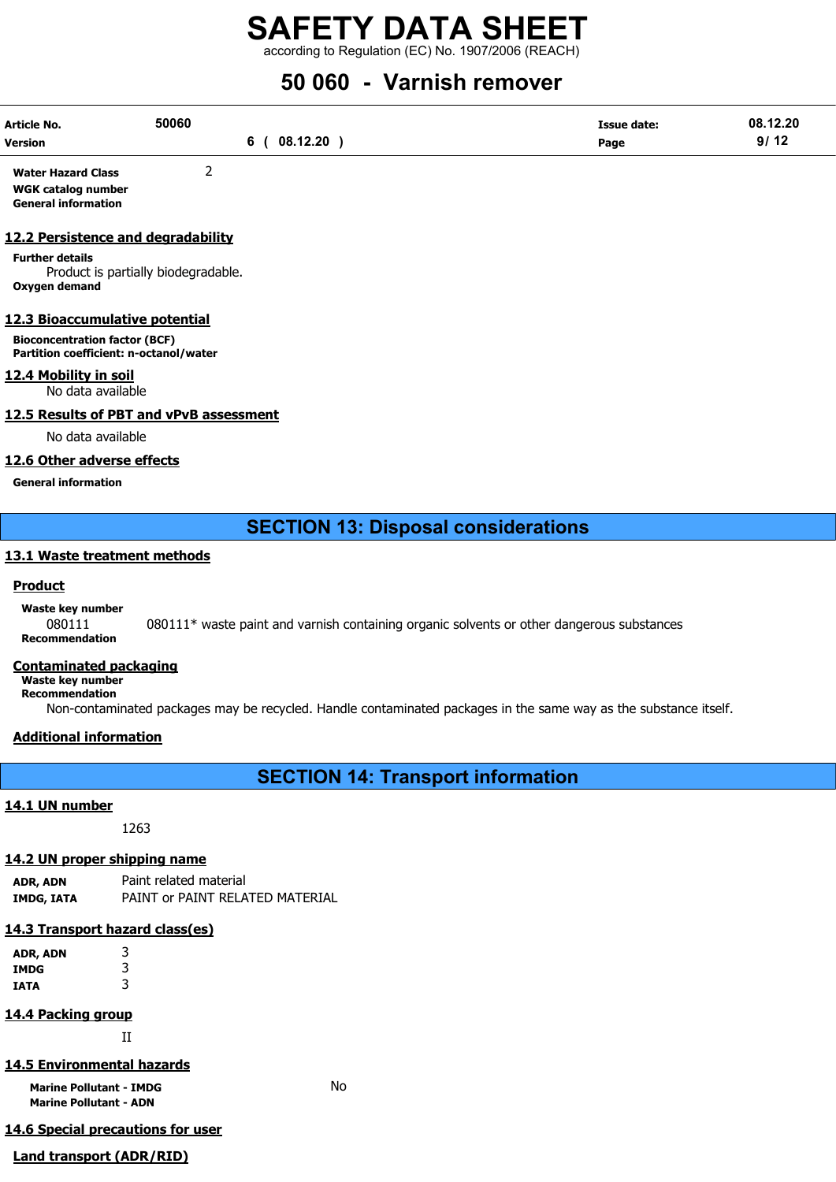**Water Hazard Class** 2

**WGK catalog number**

**General information**

## 12.2 Persistence and degradability

**Further details**

Product is partially biodegradable.

**Oxygen demand**

## 12.3 Bioaccumulative potential

**Bioconcentration factor (BCF)**

**Partition coefficient: n-octanol/water**

## 12.4 Mobility in soil

No data available

## 12.5 Results of PBT and vPvB assessment

No data available

## 12.6 Other adverse effects

**General information**

# SECTION 13: Disposal considerations

## 13.1 Waste treatment methods

### Product

**Waste key number**

080111 080111* waste paint and varnish containing organic solvents or other dangerous substances

**Recommendation**

### Contaminated packaging

**Waste key number**

**Recommendation**

Non-contaminated packages may be recycled. Handle contaminated packages in the same way as the substance itself.

### Additional information

# SECTION 14: Transport information

## 14.1 UN number

1263

## 14.2 UN proper shipping name

**ADR, ADN** Paint related material

**IMDG, IATA** PAINT or PAINT RELATED MATERIAL

## 14.3 Transport hazard class(es)

**ADR, ADN** 3

**IMDG** 3

**IATA** 3

## 14.4 Packing group

II

## 14.5 Environmental hazards

**Marine Pollutant - IMDG** No

**Marine Pollutant - ADN**

## 14.6 Special precautions for user

### Land transport (ADR/RID)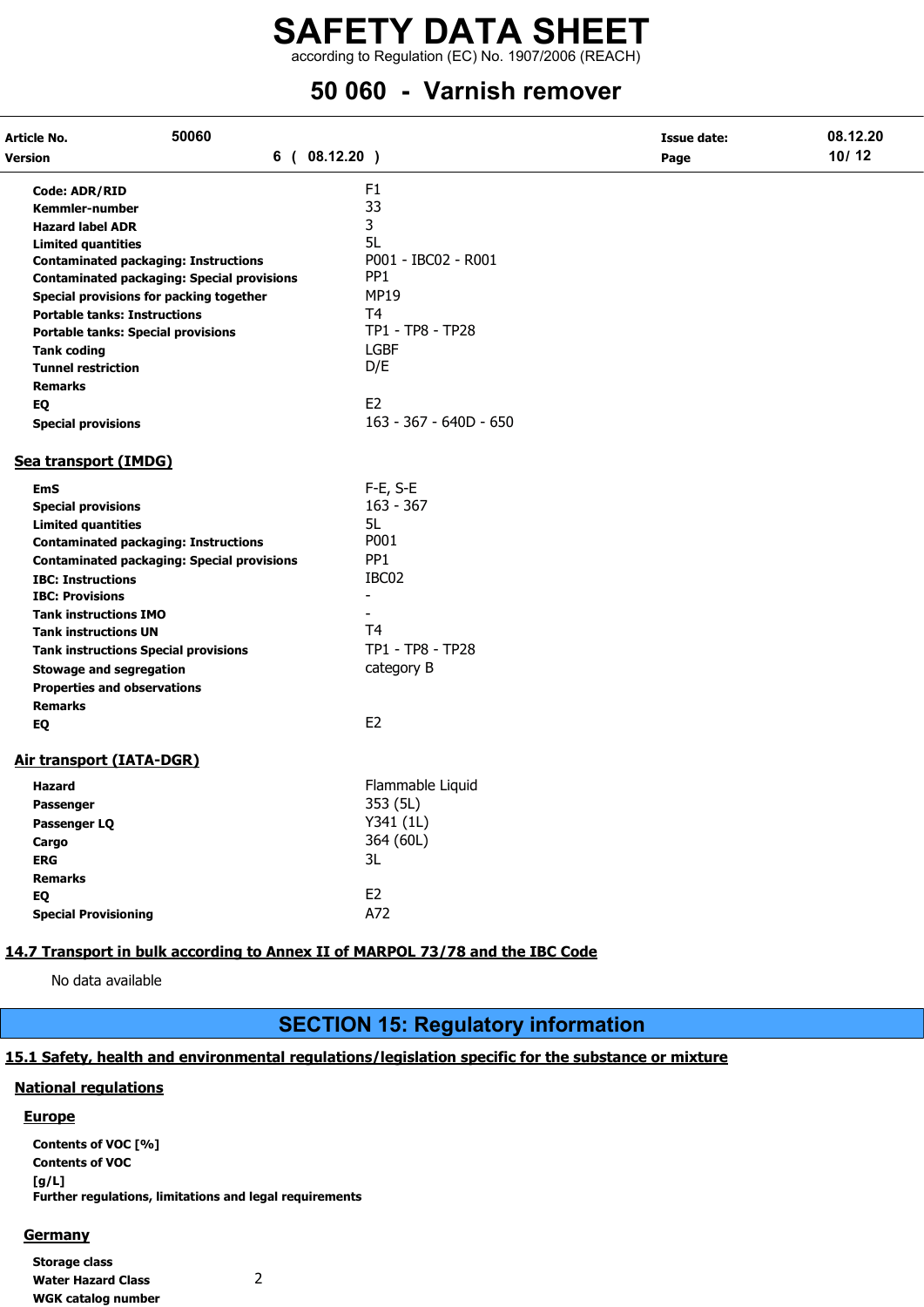| | |
|---|---|
| **Code: ADR/RID** | F1 |
| **Kemmler-number** | 33 |
| **Hazard label ADR** | 3 |
| **Limited quantities** | 5L |
| **Contaminated packaging: Instructions** | P001 - IBC02 - R001 |
| **Contaminated packaging: Special provisions** | PP1 |
| **Special provisions for packing together** | MP19 |
| **Portable tanks: Instructions** | T4 |
| **Portable tanks: Special provisions** | TP1 - TP8 - TP28 |
| **Tank coding** | LGBF |
| **Tunnel restriction** | D/E |
| **Remarks** | |
| **EQ** | E2 |
| **Special provisions** | 163 - 367 - 640D - 650 |

### Sea transport (IMDG)

| | |
|---|---|
| **EmS** | F-E, S-E |
| **Special provisions** | 163 - 367 |
| **Limited quantities** | 5L |
| **Contaminated packaging: Instructions** | P001 |
| **Contaminated packaging: Special provisions** | PP1 |
| **IBC: Instructions** | IBC02 |
| **IBC: Provisions** | - |
| **Tank instructions IMO** | - |
| **Tank instructions UN** | T4 |
| **Tank instructions Special provisions** | TP1 - TP8 - TP28 |
| **Stowage and segregation** | category B |
| **Properties and observations** | |
| **Remarks** | |
| **EQ** | E2 |

### Air transport (IATA-DGR)

| | |
|---|---|
| **Hazard** | Flammable Liquid |
| **Passenger** | 353 (5L) |
| **Passenger LQ** | Y341 (1L) |
| **Cargo** | 364 (60L) |
| **ERG** | 3L |
| **Remarks** | |
| **EQ** | E2 |
| **Special Provisioning** | A72 |

## 14.7 Transport in bulk according to Annex II of MARPOL 73/78 and the IBC Code

No data available

# SECTION 15: Regulatory information

## 15.1 Safety, health and environmental regulations/legislation specific for the substance or mixture

### National regulations

#### Europe

**Contents of VOC [%]**
**Contents of VOC [g/L]**
**Further regulations, limitations and legal requirements**

#### Germany

| | |
|---|---|
| **Storage class** | |
| **Water Hazard Class** | 2 |
| **WGK catalog number** | |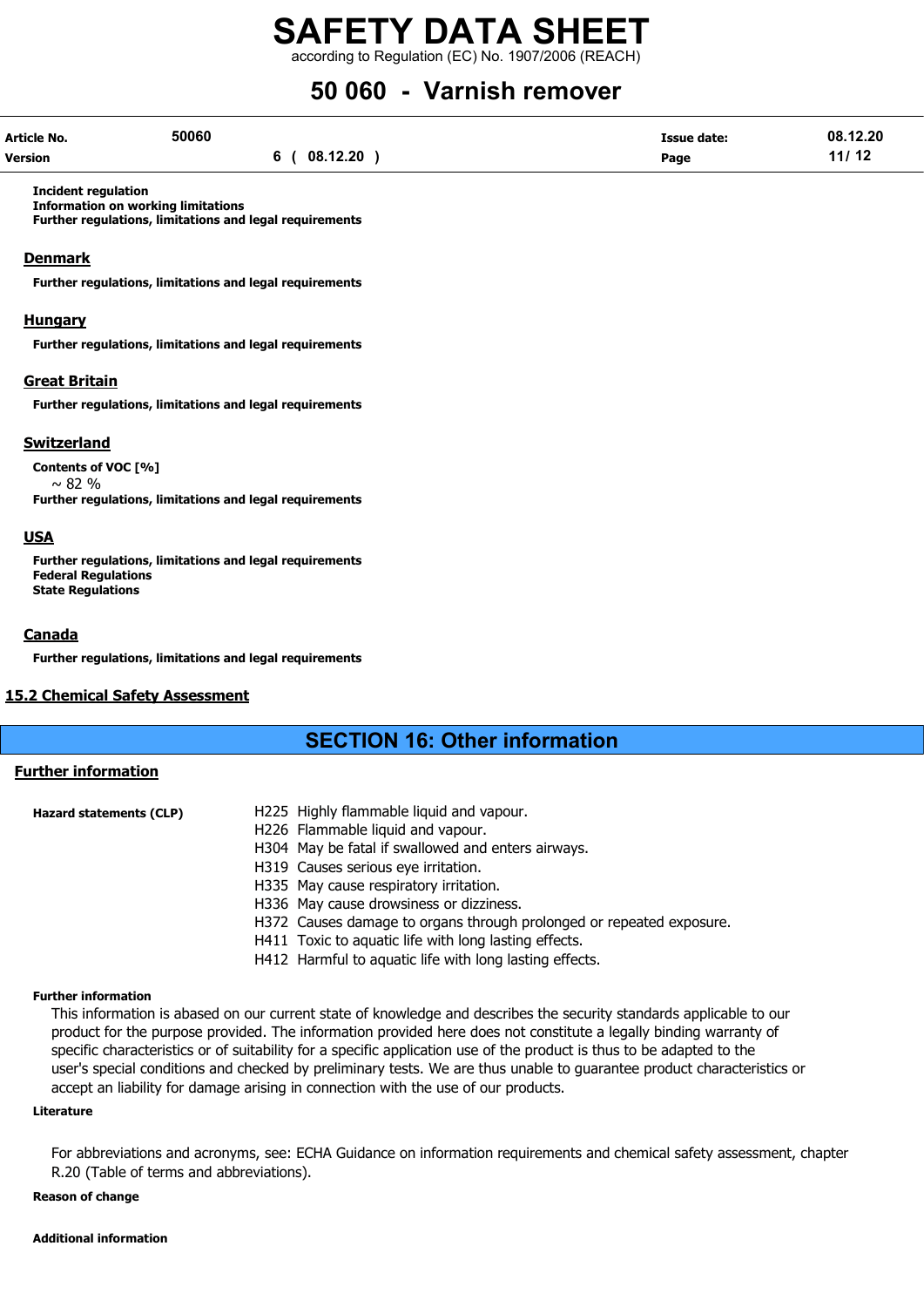**Incident regulation**
**Information on working limitations**
**Further regulations, limitations and legal requirements**

### Denmark

**Further regulations, limitations and legal requirements**

### Hungary

**Further regulations, limitations and legal requirements**

### Great Britain

**Further regulations, limitations and legal requirements**

### Switzerland

**Contents of VOC [%]**
~ 82 %
**Further regulations, limitations and legal requirements**

### USA

**Further regulations, limitations and legal requirements**
**Federal Regulations**
**State Regulations**

### Canada

**Further regulations, limitations and legal requirements**

## 15.2 Chemical Safety Assessment

# SECTION 16: Other information

## Further information

**Hazard statements (CLP)**

H225 Highly flammable liquid and vapour.
H226 Flammable liquid and vapour.
H304 May be fatal if swallowed and enters airways.
H319 Causes serious eye irritation.
H335 May cause respiratory irritation.
H336 May cause drowsiness or dizziness.
H372 Causes damage to organs through prolonged or repeated exposure.
H411 Toxic to aquatic life with long lasting effects.
H412 Harmful to aquatic life with long lasting effects.

**Further information**

This information is abased on our current state of knowledge and describes the security standards applicable to our product for the purpose provided. The information provided here does not constitute a legally binding warranty of specific characteristics or of suitability for a specific application use of the product is thus to be adapted to the user's special conditions and checked by preliminary tests. We are thus unable to guarantee product characteristics or accept an liability for damage arising in connection with the use of our products.

**Literature**

For abbreviations and acronyms, see: ECHA Guidance on information requirements and chemical safety assessment, chapter R.20 (Table of terms and abbreviations).

**Reason of change**

**Additional information**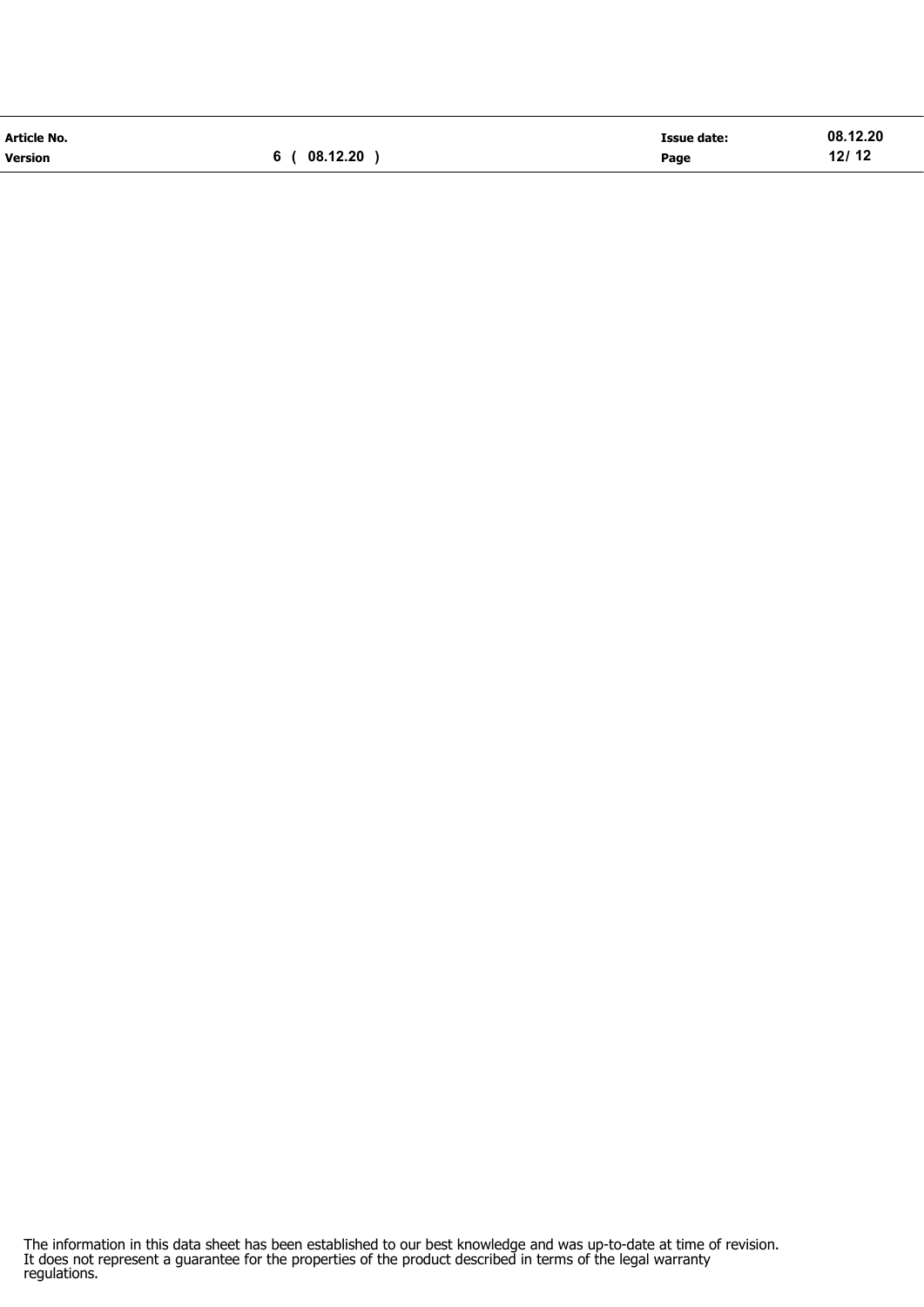The information in this data sheet has been established to our best knowledge and was up-to-date at time of revision. It does not represent a guarantee for the properties of the product described in terms of the legal warranty regulations.